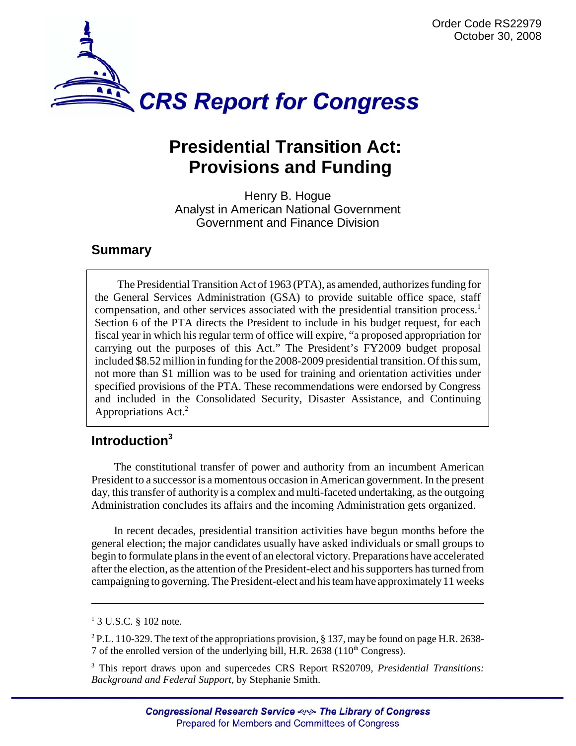Order Code RS22979
October 30, 2008

# CRS Report for Congress

# Presidential Transition Act: Provisions and Funding

Henry B. Hogue
Analyst in American National Government
Government and Finance Division

## Summary

The Presidential Transition Act of 1963 (PTA), as amended, authorizes funding for the General Services Administration (GSA) to provide suitable office space, staff compensation, and other services associated with the presidential transition process.[1] Section 6 of the PTA directs the President to include in his budget request, for each fiscal year in which his regular term of office will expire, "a proposed appropriation for carrying out the purposes of this Act." The President's FY2009 budget proposal included $8.52 million in funding for the 2008-2009 presidential transition. Of this sum, not more than $1 million was to be used for training and orientation activities under specified provisions of the PTA. These recommendations were endorsed by Congress and included in the Consolidated Security, Disaster Assistance, and Continuing Appropriations Act.[2]

## Introduction[3]

The constitutional transfer of power and authority from an incumbent American President to a successor is a momentous occasion in American government. In the present day, this transfer of authority is a complex and multi-faceted undertaking, as the outgoing Administration concludes its affairs and the incoming Administration gets organized.

In recent decades, presidential transition activities have begun months before the general election; the major candidates usually have asked individuals or small groups to begin to formulate plans in the event of an electoral victory. Preparations have accelerated after the election, as the attention of the President-elect and his supporters has turned from campaigning to governing. The President-elect and his team have approximately 11 weeks

---

[1] 3 U.S.C. § 102 note.

[2] P.L. 110-329. The text of the appropriations provision, § 137, may be found on page H.R. 2638-7 of the enrolled version of the underlying bill, H.R. 2638 (110th Congress).

[3] This report draws upon and supercedes CRS Report RS20709, *Presidential Transitions: Background and Federal Support*, by Stephanie Smith.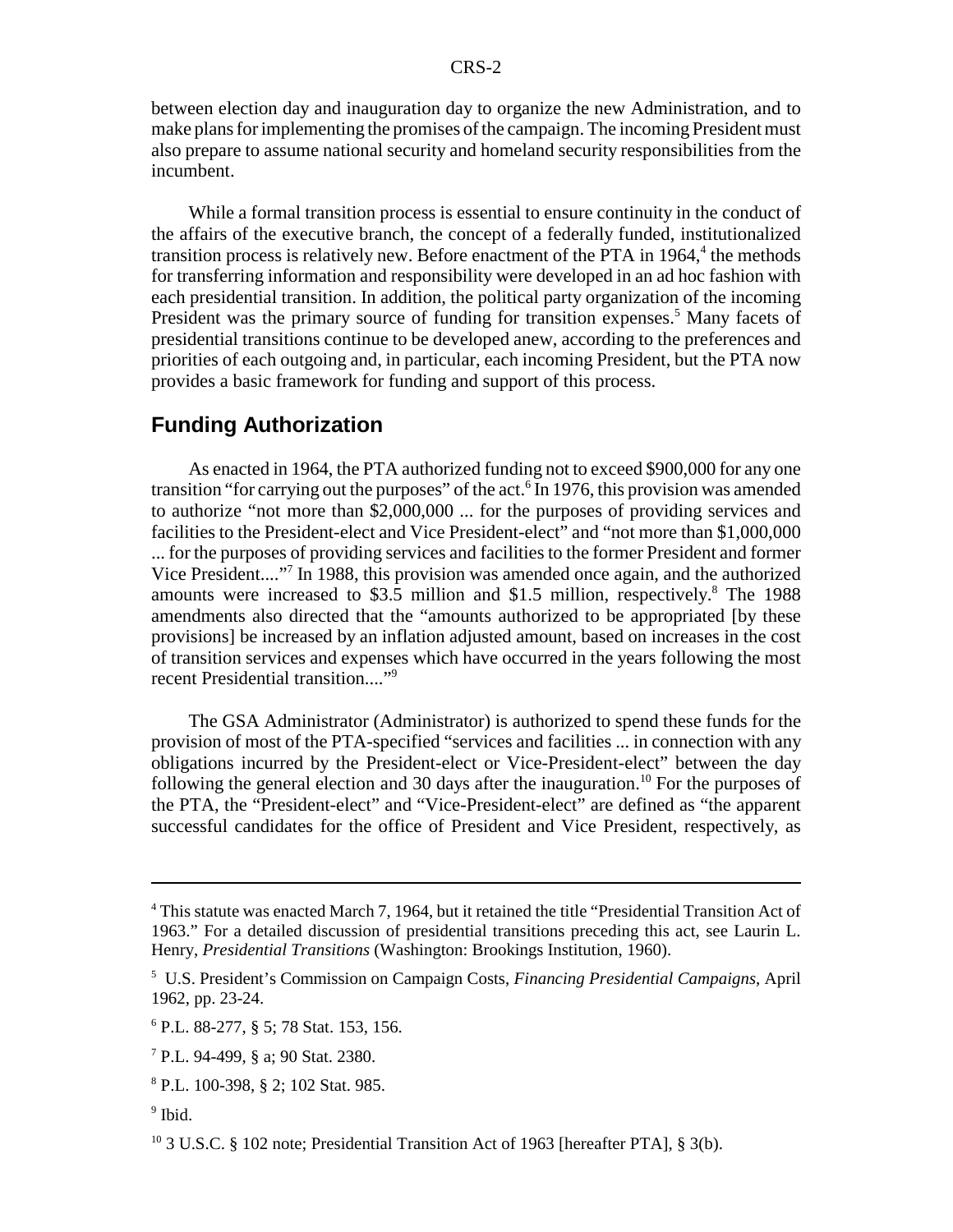between election day and inauguration day to organize the new Administration, and to make plans for implementing the promises of the campaign. The incoming President must also prepare to assume national security and homeland security responsibilities from the incumbent.

While a formal transition process is essential to ensure continuity in the conduct of the affairs of the executive branch, the concept of a federally funded, institutionalized transition process is relatively new. Before enactment of the PTA in 1964,[4] the methods for transferring information and responsibility were developed in an ad hoc fashion with each presidential transition. In addition, the political party organization of the incoming President was the primary source of funding for transition expenses.[5] Many facets of presidential transitions continue to be developed anew, according to the preferences and priorities of each outgoing and, in particular, each incoming President, but the PTA now provides a basic framework for funding and support of this process.

## Funding Authorization

As enacted in 1964, the PTA authorized funding not to exceed $900,000 for any one transition "for carrying out the purposes" of the act.[6] In 1976, this provision was amended to authorize "not more than $2,000,000 ... for the purposes of providing services and facilities to the President-elect and Vice President-elect" and "not more than $1,000,000 ... for the purposes of providing services and facilities to the former President and former Vice President...."[7] In 1988, this provision was amended once again, and the authorized amounts were increased to $3.5 million and $1.5 million, respectively.[8] The 1988 amendments also directed that the "amounts authorized to be appropriated [by these provisions] be increased by an inflation adjusted amount, based on increases in the cost of transition services and expenses which have occurred in the years following the most recent Presidential transition...."[9]

The GSA Administrator (Administrator) is authorized to spend these funds for the provision of most of the PTA-specified "services and facilities ... in connection with any obligations incurred by the President-elect or Vice-President-elect" between the day following the general election and 30 days after the inauguration.[10] For the purposes of the PTA, the "President-elect" and "Vice-President-elect" are defined as "the apparent successful candidates for the office of President and Vice President, respectively, as

---

[4] This statute was enacted March 7, 1964, but it retained the title "Presidential Transition Act of 1963." For a detailed discussion of presidential transitions preceding this act, see Laurin L. Henry, *Presidential Transitions* (Washington: Brookings Institution, 1960).

[5] U.S. President's Commission on Campaign Costs, *Financing Presidential Campaigns*, April 1962, pp. 23-24.

[6] P.L. 88-277, § 5; 78 Stat. 153, 156.

[7] P.L. 94-499, § a; 90 Stat. 2380.

[8] P.L. 100-398, § 2; 102 Stat. 985.

[9] Ibid.

[10] 3 U.S.C. § 102 note; Presidential Transition Act of 1963 [hereafter PTA], § 3(b).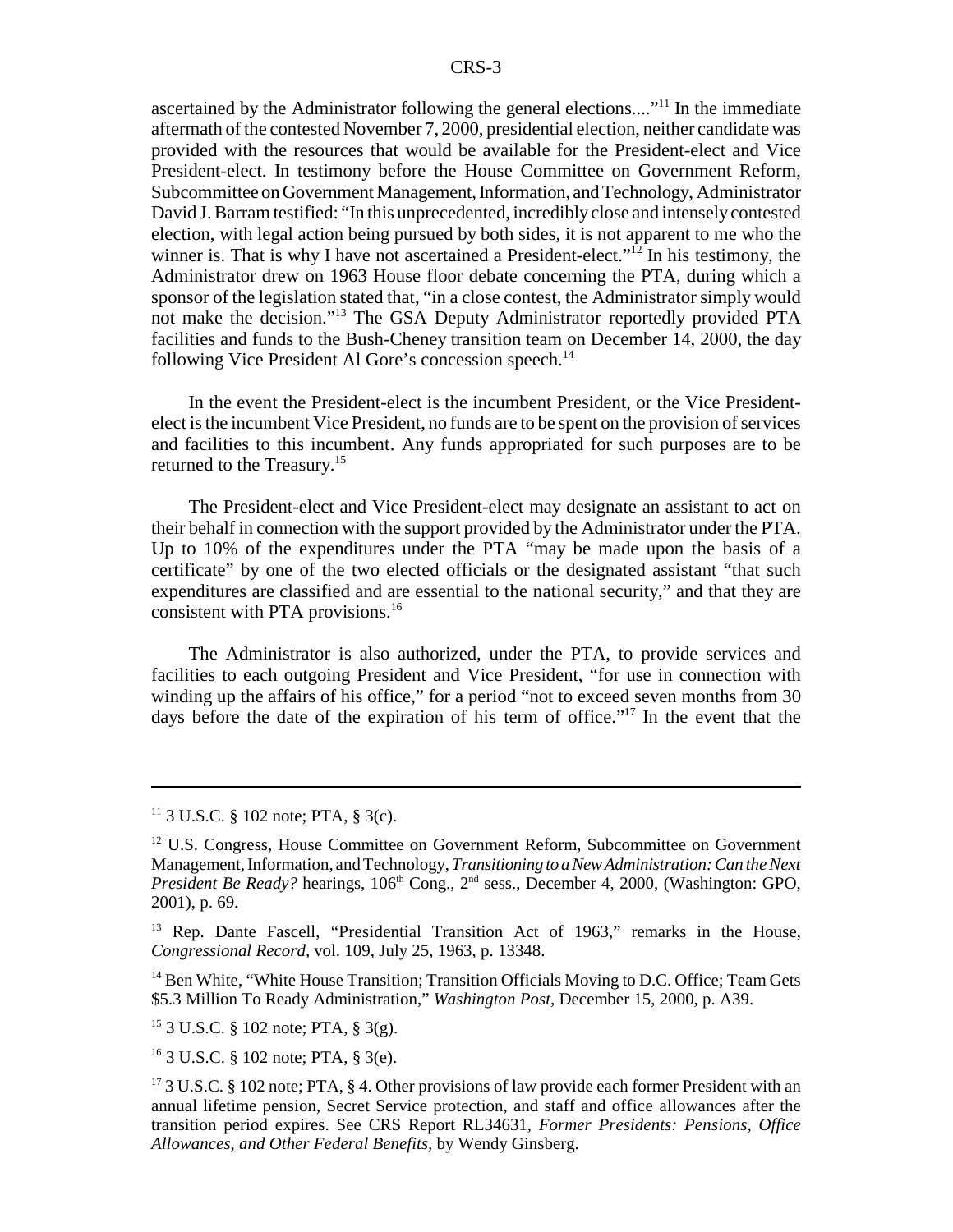ascertained by the Administrator following the general elections...."[11] In the immediate aftermath of the contested November 7, 2000, presidential election, neither candidate was provided with the resources that would be available for the President-elect and Vice President-elect. In testimony before the House Committee on Government Reform, Subcommittee on Government Management, Information, and Technology, Administrator David J. Barram testified: "In this unprecedented, incredibly close and intensely contested election, with legal action being pursued by both sides, it is not apparent to me who the winner is. That is why I have not ascertained a President-elect."[12] In his testimony, the Administrator drew on 1963 House floor debate concerning the PTA, during which a sponsor of the legislation stated that, "in a close contest, the Administrator simply would not make the decision."[13] The GSA Deputy Administrator reportedly provided PTA facilities and funds to the Bush-Cheney transition team on December 14, 2000, the day following Vice President Al Gore's concession speech.[14]

In the event the President-elect is the incumbent President, or the Vice President-elect is the incumbent Vice President, no funds are to be spent on the provision of services and facilities to this incumbent. Any funds appropriated for such purposes are to be returned to the Treasury.[15]

The President-elect and Vice President-elect may designate an assistant to act on their behalf in connection with the support provided by the Administrator under the PTA. Up to 10% of the expenditures under the PTA "may be made upon the basis of a certificate" by one of the two elected officials or the designated assistant "that such expenditures are classified and are essential to the national security," and that they are consistent with PTA provisions.[16]

The Administrator is also authorized, under the PTA, to provide services and facilities to each outgoing President and Vice President, "for use in connection with winding up the affairs of his office," for a period "not to exceed seven months from 30 days before the date of the expiration of his term of office."[17] In the event that the

---

[11] 3 U.S.C. § 102 note; PTA, § 3(c).

[12] U.S. Congress, House Committee on Government Reform, Subcommittee on Government Management, Information, and Technology, *Transitioning to a New Administration: Can the Next President Be Ready?* hearings, 106th Cong., 2nd sess., December 4, 2000, (Washington: GPO, 2001), p. 69.

[13] Rep. Dante Fascell, "Presidential Transition Act of 1963," remarks in the House, *Congressional Record*, vol. 109, July 25, 1963, p. 13348.

[14] Ben White, "White House Transition; Transition Officials Moving to D.C. Office; Team Gets $5.3 Million To Ready Administration," *Washington Post*, December 15, 2000, p. A39.

[15] 3 U.S.C. § 102 note; PTA, § 3(g).

[16] 3 U.S.C. § 102 note; PTA, § 3(e).

[17] 3 U.S.C. § 102 note; PTA, § 4. Other provisions of law provide each former President with an annual lifetime pension, Secret Service protection, and staff and office allowances after the transition period expires. See CRS Report RL34631, *Former Presidents: Pensions, Office Allowances, and Other Federal Benefits*, by Wendy Ginsberg.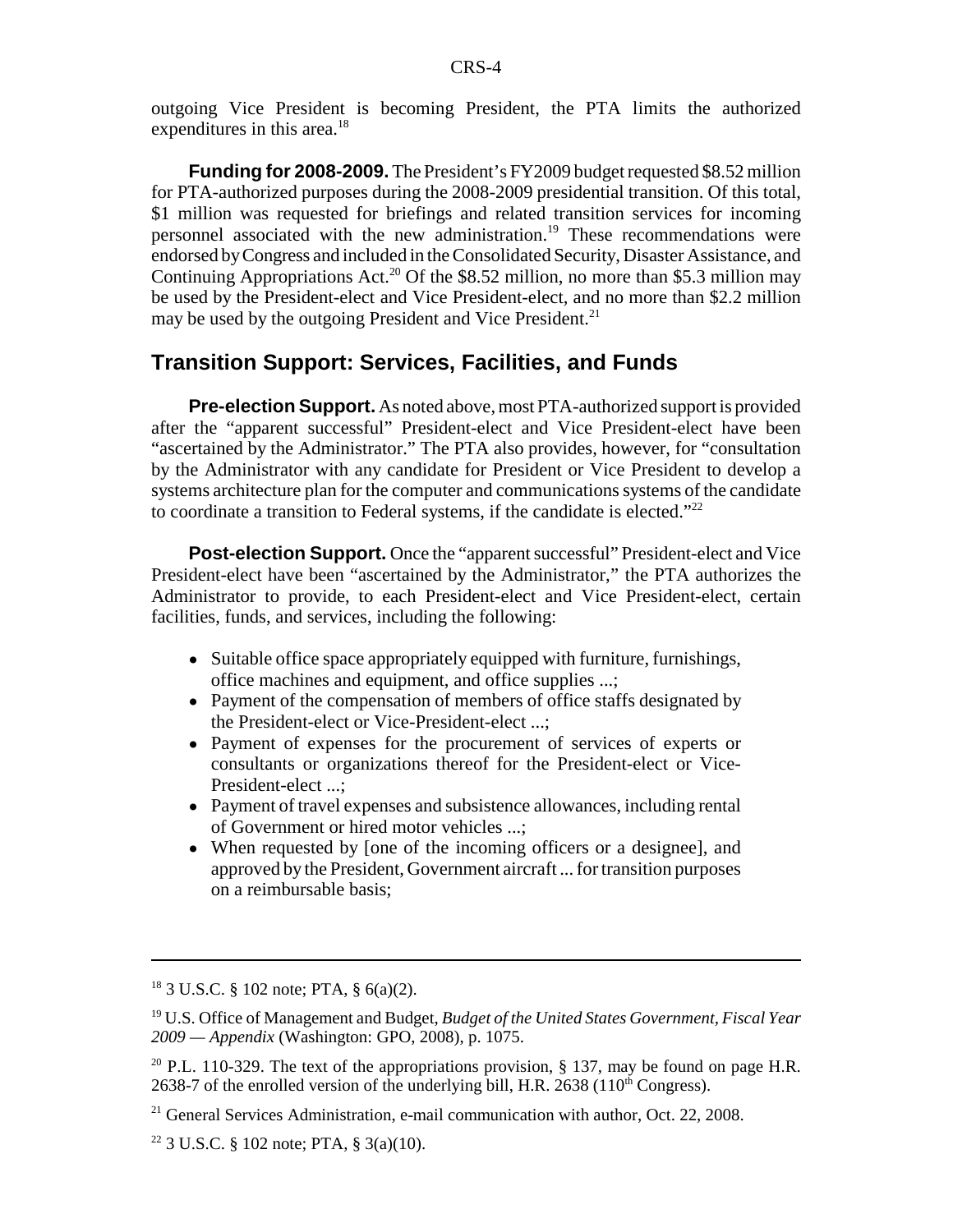outgoing Vice President is becoming President, the PTA limits the authorized expenditures in this area.[18]

**Funding for 2008-2009.** The President's FY2009 budget requested $8.52 million for PTA-authorized purposes during the 2008-2009 presidential transition. Of this total, $1 million was requested for briefings and related transition services for incoming personnel associated with the new administration.[19] These recommendations were endorsed by Congress and included in the Consolidated Security, Disaster Assistance, and Continuing Appropriations Act.[20] Of the $8.52 million, no more than $5.3 million may be used by the President-elect and Vice President-elect, and no more than $2.2 million may be used by the outgoing President and Vice President.[21]

## Transition Support: Services, Facilities, and Funds

**Pre-election Support.** As noted above, most PTA-authorized support is provided after the "apparent successful" President-elect and Vice President-elect have been "ascertained by the Administrator." The PTA also provides, however, for "consultation by the Administrator with any candidate for President or Vice President to develop a systems architecture plan for the computer and communications systems of the candidate to coordinate a transition to Federal systems, if the candidate is elected."[22]

**Post-election Support.** Once the "apparent successful" President-elect and Vice President-elect have been "ascertained by the Administrator," the PTA authorizes the Administrator to provide, to each President-elect and Vice President-elect, certain facilities, funds, and services, including the following:

- Suitable office space appropriately equipped with furniture, furnishings, office machines and equipment, and office supplies ...;
- Payment of the compensation of members of office staffs designated by the President-elect or Vice-President-elect ...;
- Payment of expenses for the procurement of services of experts or consultants or organizations thereof for the President-elect or Vice-President-elect ...;
- Payment of travel expenses and subsistence allowances, including rental of Government or hired motor vehicles ...;
- When requested by [one of the incoming officers or a designee], and approved by the President, Government aircraft ... for transition purposes on a reimbursable basis;

---

[18] 3 U.S.C. § 102 note; PTA, § 6(a)(2).

[19] U.S. Office of Management and Budget, *Budget of the United States Government, Fiscal Year 2009 — Appendix* (Washington: GPO, 2008), p. 1075.

[20] P.L. 110-329. The text of the appropriations provision, § 137, may be found on page H.R. 2638-7 of the enrolled version of the underlying bill, H.R. 2638 (110th Congress).

[21] General Services Administration, e-mail communication with author, Oct. 22, 2008.

[22] 3 U.S.C. § 102 note; PTA, § 3(a)(10).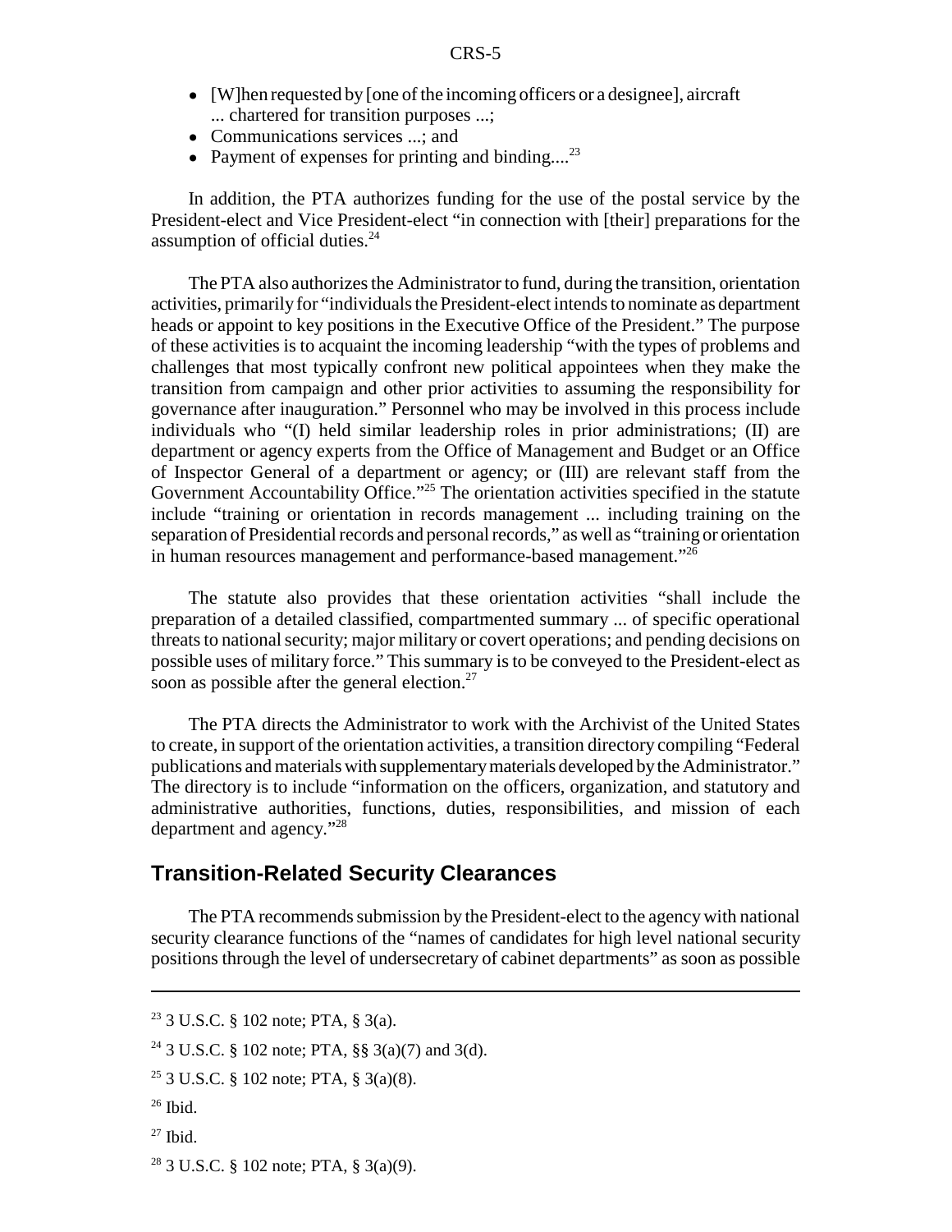- [W]hen requested by [one of the incoming officers or a designee], aircraft ... chartered for transition purposes ...;
- Communications services ...; and
- Payment of expenses for printing and binding....[23]

In addition, the PTA authorizes funding for the use of the postal service by the President-elect and Vice President-elect "in connection with [their] preparations for the assumption of official duties.[24]

The PTA also authorizes the Administrator to fund, during the transition, orientation activities, primarily for "individuals the President-elect intends to nominate as department heads or appoint to key positions in the Executive Office of the President." The purpose of these activities is to acquaint the incoming leadership "with the types of problems and challenges that most typically confront new political appointees when they make the transition from campaign and other prior activities to assuming the responsibility for governance after inauguration." Personnel who may be involved in this process include individuals who "(I) held similar leadership roles in prior administrations; (II) are department or agency experts from the Office of Management and Budget or an Office of Inspector General of a department or agency; or (III) are relevant staff from the Government Accountability Office."[25] The orientation activities specified in the statute include "training or orientation in records management ... including training on the separation of Presidential records and personal records," as well as "training or orientation in human resources management and performance-based management."[26]

The statute also provides that these orientation activities "shall include the preparation of a detailed classified, compartmented summary ... of specific operational threats to national security; major military or covert operations; and pending decisions on possible uses of military force." This summary is to be conveyed to the President-elect as soon as possible after the general election.[27]

The PTA directs the Administrator to work with the Archivist of the United States to create, in support of the orientation activities, a transition directory compiling "Federal publications and materials with supplementary materials developed by the Administrator." The directory is to include "information on the officers, organization, and statutory and administrative authorities, functions, duties, responsibilities, and mission of each department and agency."[28]

## Transition-Related Security Clearances

The PTA recommends submission by the President-elect to the agency with national security clearance functions of the "names of candidates for high level national security positions through the level of undersecretary of cabinet departments" as soon as possible

---

[23] 3 U.S.C. § 102 note; PTA, § 3(a).

[24] 3 U.S.C. § 102 note; PTA, §§ 3(a)(7) and 3(d).

[25] 3 U.S.C. § 102 note; PTA, § 3(a)(8).

[26] Ibid.

[27] Ibid.

[28] 3 U.S.C. § 102 note; PTA, § 3(a)(9).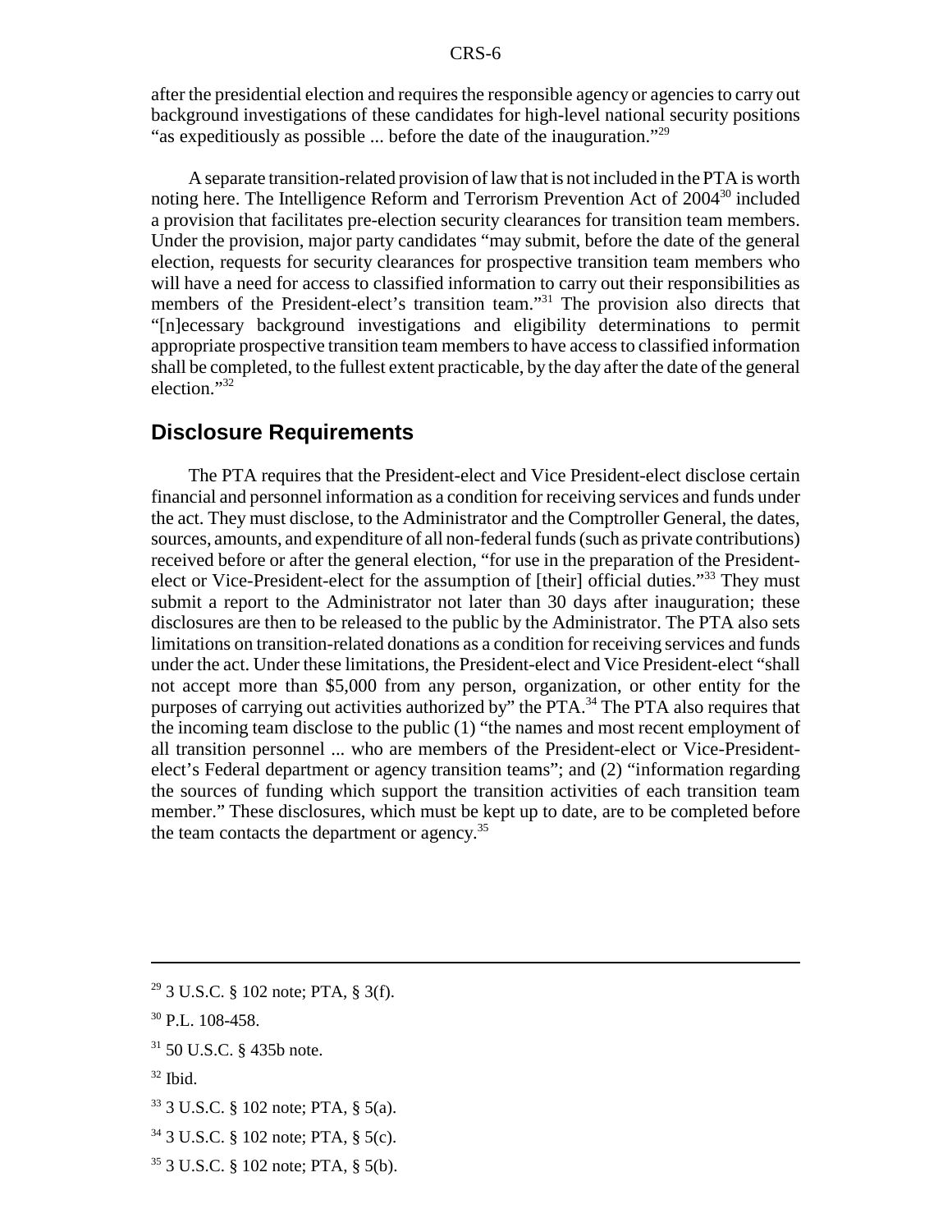after the presidential election and requires the responsible agency or agencies to carry out background investigations of these candidates for high-level national security positions "as expeditiously as possible ... before the date of the inauguration."[29]

A separate transition-related provision of law that is not included in the PTA is worth noting here. The Intelligence Reform and Terrorism Prevention Act of 2004[30] included a provision that facilitates pre-election security clearances for transition team members. Under the provision, major party candidates "may submit, before the date of the general election, requests for security clearances for prospective transition team members who will have a need for access to classified information to carry out their responsibilities as members of the President-elect's transition team."[31] The provision also directs that "[n]ecessary background investigations and eligibility determinations to permit appropriate prospective transition team members to have access to classified information shall be completed, to the fullest extent practicable, by the day after the date of the general election."[32]

## Disclosure Requirements

The PTA requires that the President-elect and Vice President-elect disclose certain financial and personnel information as a condition for receiving services and funds under the act. They must disclose, to the Administrator and the Comptroller General, the dates, sources, amounts, and expenditure of all non-federal funds (such as private contributions) received before or after the general election, "for use in the preparation of the President-elect or Vice-President-elect for the assumption of [their] official duties."[33] They must submit a report to the Administrator not later than 30 days after inauguration; these disclosures are then to be released to the public by the Administrator. The PTA also sets limitations on transition-related donations as a condition for receiving services and funds under the act. Under these limitations, the President-elect and Vice President-elect "shall not accept more than $5,000 from any person, organization, or other entity for the purposes of carrying out activities authorized by" the PTA.[34] The PTA also requires that the incoming team disclose to the public (1) "the names and most recent employment of all transition personnel ... who are members of the President-elect or Vice-President-elect's Federal department or agency transition teams"; and (2) "information regarding the sources of funding which support the transition activities of each transition team member." These disclosures, which must be kept up to date, are to be completed before the team contacts the department or agency.[35]

---

[29] 3 U.S.C. § 102 note; PTA, § 3(f).

[30] P.L. 108-458.

[31] 50 U.S.C. § 435b note.

[32] Ibid.

[33] 3 U.S.C. § 102 note; PTA, § 5(a).

[34] 3 U.S.C. § 102 note; PTA, § 5(c).

[35] 3 U.S.C. § 102 note; PTA, § 5(b).